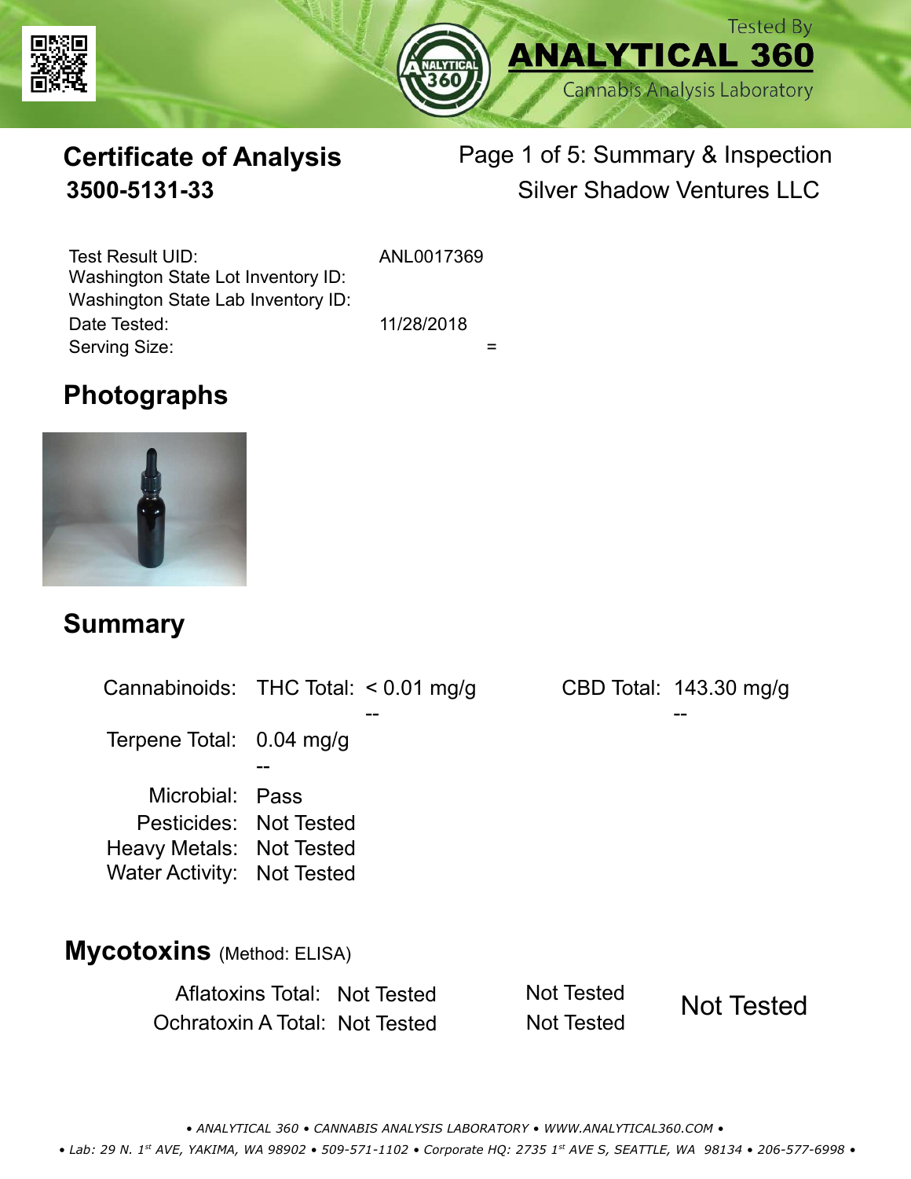Tested By **ANALYTICAL 360** Cannabis Analysis Laboratory

# Certificate of Analysis

**3500-5131-33**

Page 1 of 5: Summary & Inspection

Silver Shadow Ventures LLC

| | |
|---|---|
| Test Result UID: | ANL0017369 |
| Washington State Lot Inventory ID: | |
| Washington State Lab Inventory ID: | |
| Date Tested: | 11/28/2018 |
| Serving Size: | = |

## Photographs

## Summary

| | | | | |
|---|---|---|---|---|
| Cannabinoids: | THC Total: | < 0.01 mg/g -- | CBD Total: | 143.30 mg/g -- |
| Terpene Total: | 0.04 mg/g -- | | | |
| Microbial: | Pass | | | |
| Pesticides: | Not Tested | | | |
| Heavy Metals: | Not Tested | | | |
| Water Activity: | Not Tested | | | |

## Mycotoxins (Method: ELISA)

| | | | |
|---|---|---|---|
| Aflatoxins Total: | Not Tested | Not Tested | Not Tested |
| Ochratoxin A Total: | Not Tested | Not Tested | |

*• ANALYTICAL 360 • CANNABIS ANALYSIS LABORATORY • WWW.ANALYTICAL360.COM •*

*• Lab: 29 N. 1st AVE, YAKIMA, WA 98902 • 509-571-1102 • Corporate HQ: 2735 1st AVE S, SEATTLE, WA 98134 • 206-577-6998 •*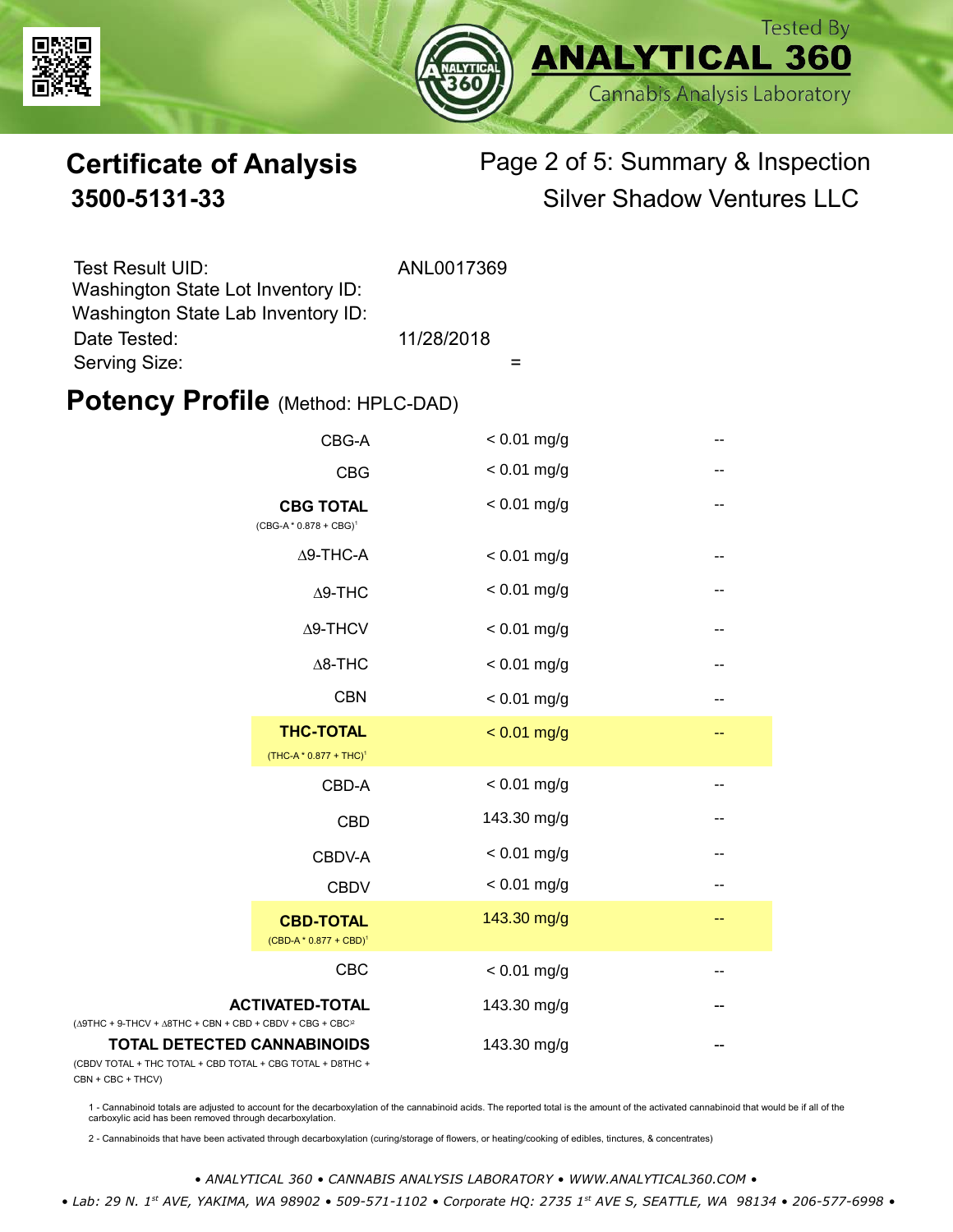Tested By
**ANALYTICAL 360**
Cannabis Analysis Laboratory

# Certificate of Analysis
## 3500-5131-33

Page 2 of 5: Summary & Inspection
Silver Shadow Ventures LLC

| | |
|---|---|
| Test Result UID: | ANL0017369 |
| Washington State Lot Inventory ID: | |
| Washington State Lab Inventory ID: | |
| Date Tested: | 11/28/2018 |
| Serving Size: | = |

## Potency Profile (Method: HPLC-DAD)

| Analyte | Result | |
|---|---|---|
| CBG-A | < 0.01 mg/g | -- |
| CBG | < 0.01 mg/g | -- |
| **CBG TOTAL** (CBG-A * 0.878 + CBG)[1] | < 0.01 mg/g | -- |
| Δ9-THC-A | < 0.01 mg/g | -- |
| Δ9-THC | < 0.01 mg/g | -- |
| Δ9-THCV | < 0.01 mg/g | -- |
| Δ8-THC | < 0.01 mg/g | -- |
| CBN | < 0.01 mg/g | -- |
| **THC-TOTAL** (THC-A * 0.877 + THC)[1] | < 0.01 mg/g | -- |
| CBD-A | < 0.01 mg/g | -- |
| CBD | 143.30 mg/g | -- |
| CBDV-A | < 0.01 mg/g | -- |
| CBDV | < 0.01 mg/g | -- |
| **CBD-TOTAL** (CBD-A * 0.877 + CBD)[1] | 143.30 mg/g | -- |
| CBC | < 0.01 mg/g | -- |
| **ACTIVATED-TOTAL** (Δ9THC + 9-THCV + Δ8THC + CBN + CBD + CBDV + CBG + CBC[2] | 143.30 mg/g | -- |
| **TOTAL DETECTED CANNABINOIDS** (CBDV TOTAL + THC TOTAL + CBD TOTAL + CBG TOTAL + D8THC + CBN + CBC + THCV) | 143.30 mg/g | -- |

1 - Cannabinoid totals are adjusted to account for the decarboxylation of the cannabinoid acids. The reported total is the amount of the activated cannabinoid that would be if all of the carboxylic acid has been removed through decarboxylation.

2 - Cannabinoids that have been activated through decarboxylation (curing/storage of flowers, or heating/cooking of edibles, tinctures, & concentrates)

*• ANALYTICAL 360 • CANNABIS ANALYSIS LABORATORY • WWW.ANALYTICAL360.COM •*

*• Lab: 29 N. 1st AVE, YAKIMA, WA 98902 • 509-571-1102 • Corporate HQ: 2735 1st AVE S, SEATTLE, WA 98134 • 206-577-6998 •*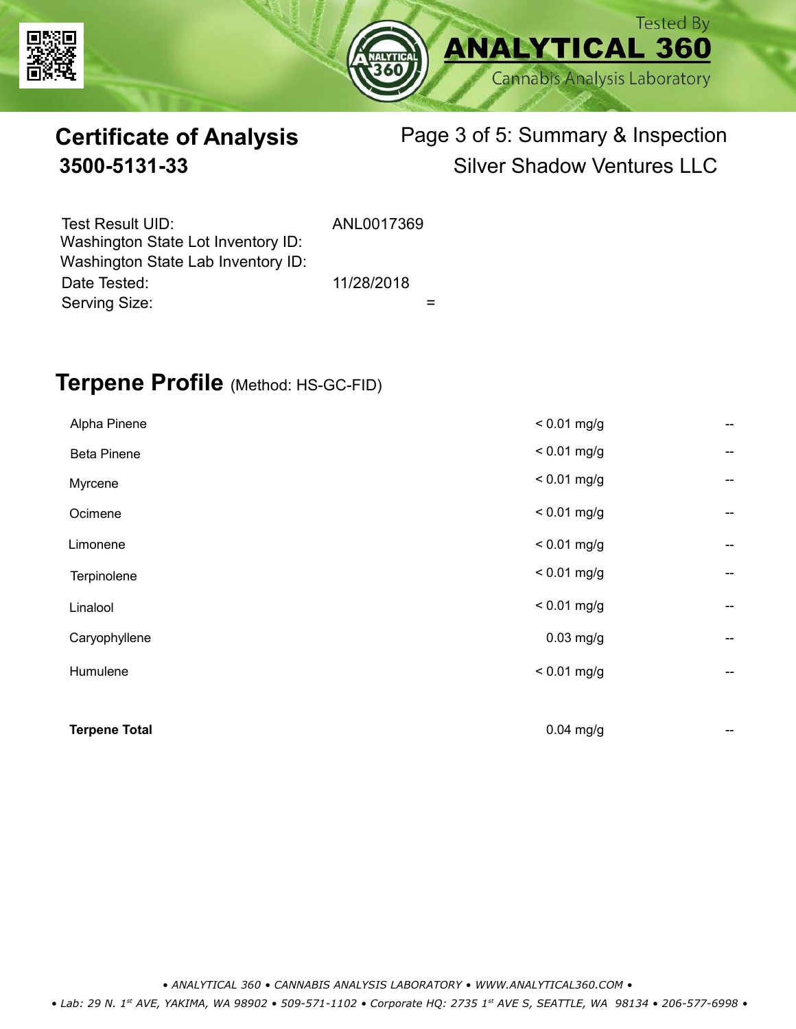Tested By **ANALYTICAL 360** Cannabis Analysis Laboratory

# Certificate of Analysis

## 3500-5131-33

Page 3 of 5: Summary & Inspection
Silver Shadow Ventures LLC

| | |
|---|---|
| Test Result UID: | ANL0017369 |
| Washington State Lot Inventory ID: | |
| Washington State Lab Inventory ID: | |
| Date Tested: | 11/28/2018 |
| Serving Size: | = |

## Terpene Profile (Method: HS-GC-FID)

| | | |
|---|---|---|
| Alpha Pinene | < 0.01 mg/g | -- |
| Beta Pinene | < 0.01 mg/g | -- |
| Myrcene | < 0.01 mg/g | -- |
| Ocimene | < 0.01 mg/g | -- |
| Limonene | < 0.01 mg/g | -- |
| Terpinolene | < 0.01 mg/g | -- |
| Linalool | < 0.01 mg/g | -- |
| Caryophyllene | 0.03 mg/g | -- |
| Humulene | < 0.01 mg/g | -- |
| **Terpene Total** | 0.04 mg/g | -- |

*• ANALYTICAL 360 • CANNABIS ANALYSIS LABORATORY • WWW.ANALYTICAL360.COM •*

*• Lab: 29 N. 1st AVE, YAKIMA, WA 98902 • 509-571-1102 • Corporate HQ: 2735 1st AVE S, SEATTLE, WA 98134 • 206-577-6998 •*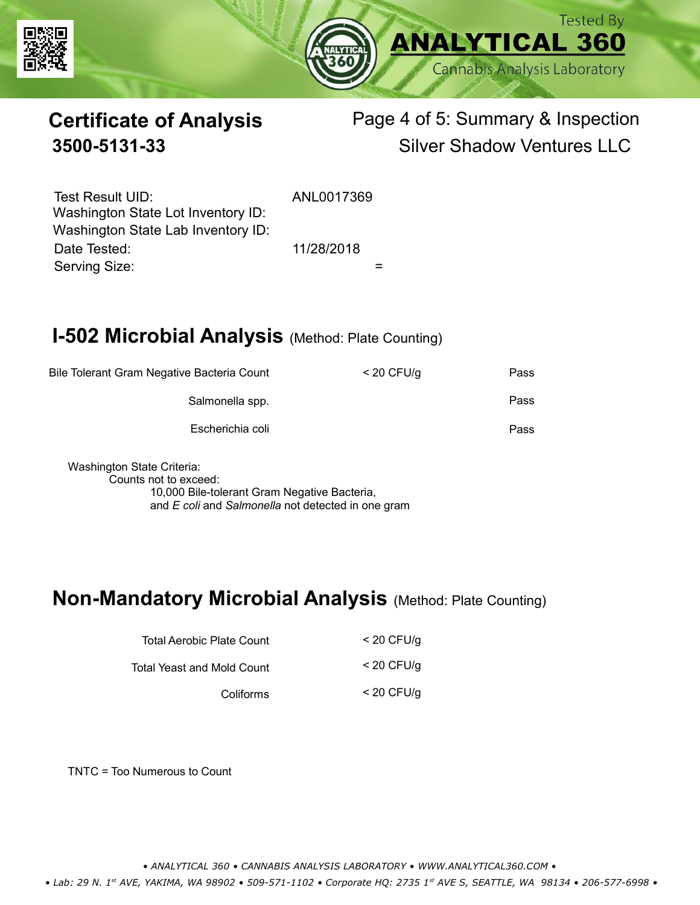Tested By
**ANALYTICAL 360**
Cannabis Analysis Laboratory

# Certificate of Analysis
## 3500-5131-33

Page 4 of 5: Summary & Inspection
Silver Shadow Ventures LLC

| | |
|---|---|
| Test Result UID: | ANL0017369 |
| Washington State Lot Inventory ID: | |
| Washington State Lab Inventory ID: | |
| Date Tested: | 11/28/2018 |
| Serving Size: | = |

## I-502 Microbial Analysis (Method: Plate Counting)

| | | |
|---|---|---|
| Bile Tolerant Gram Negative Bacteria Count | < 20 CFU/g | Pass |
| Salmonella spp. | | Pass |
| Escherichia coli | | Pass |

Washington State Criteria:
Counts not to exceed:
10,000 Bile-tolerant Gram Negative Bacteria,
and *E coli* and *Salmonella* not detected in one gram

## Non-Mandatory Microbial Analysis (Method: Plate Counting)

| | |
|---|---|
| Total Aerobic Plate Count | < 20 CFU/g |
| Total Yeast and Mold Count | < 20 CFU/g |
| Coliforms | < 20 CFU/g |

TNTC = Too Numerous to Count

*• ANALYTICAL 360 • CANNABIS ANALYSIS LABORATORY • WWW.ANALYTICAL360.COM •*
*• Lab: 29 N. 1st AVE, YAKIMA, WA 98902 • 509-571-1102 • Corporate HQ: 2735 1st AVE S, SEATTLE, WA 98134 • 206-577-6998 •*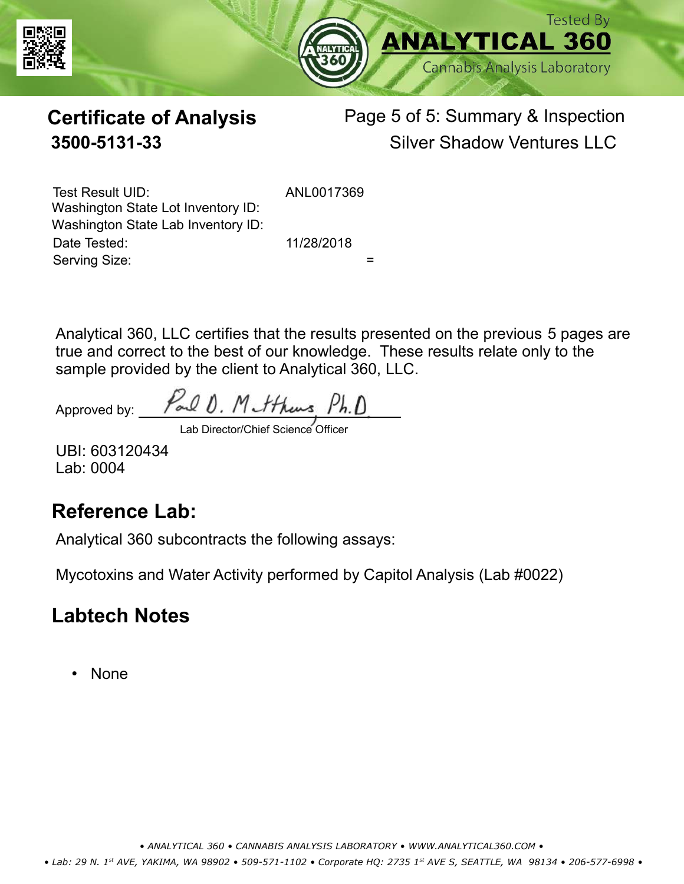# Certificate of Analysis

**3500-5131-33**

Page 5 of 5: Summary & Inspection

Silver Shadow Ventures LLC

| | |
|---|---|
| Test Result UID: | ANL0017369 |
| Washington State Lot Inventory ID: | |
| Washington State Lab Inventory ID: | |
| Date Tested: | 11/28/2018 |
| Serving Size: | = |

Analytical 360, LLC certifies that the results presented on the previous 5 pages are true and correct to the best of our knowledge. These results relate only to the sample provided by the client to Analytical 360, LLC.

Approved by: Paul D. Matthews, Ph.D

Lab Director/Chief Science Officer

UBI: 603120434
Lab: 0004

## Reference Lab:

Analytical 360 subcontracts the following assays:

Mycotoxins and Water Activity performed by Capitol Analysis (Lab #0022)

## Labtech Notes

- None

*• ANALYTICAL 360 • CANNABIS ANALYSIS LABORATORY • WWW.ANALYTICAL360.COM •*

*• Lab: 29 N. 1st AVE, YAKIMA, WA 98902 • 509-571-1102 • Corporate HQ: 2735 1st AVE S, SEATTLE, WA 98134 • 206-577-6998 •*